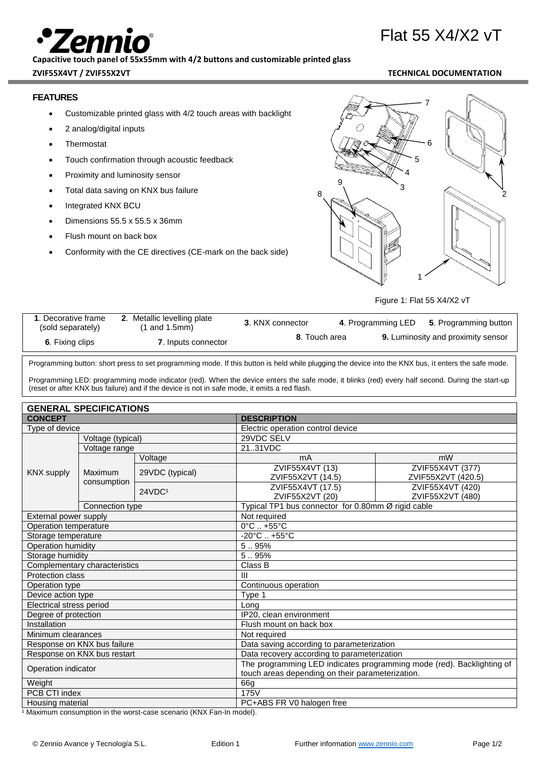# Flat 55 X4/X2 vT

**Capacitive touch panel of 55x55mm with 4/2 buttons and customizable printed glass**

**ZVIF55X4VT / ZVIF55X2VT** **TECHNICAL DOCUMENTATION**

## FEATURES

- Customizable printed glass with 4/2 touch areas with backlight
- 2 analog/digital inputs
- Thermostat
- Touch confirmation through acoustic feedback
- Proximity and luminosity sensor
- Total data saving on KNX bus failure
- Integrated KNX BCU
- Dimensions 55.5 x 55.5 x 36mm
- Flush mount on back box
- Conformity with the CE directives (CE-mark on the back side)

Figure 1: Flat 55 X4/X2 vT

| | | | | |
|---|---|---|---|---|
| **1**. Decorative frame (sold separately) | **2**. Metallic levelling plate (1 and 1.5mm) | **3**. KNX connector | **4**. Programming LED | **5**. Programming button |
| **6**. Fixing clips | **7**. Inputs connector | **8**. Touch area | **9.** Luminosity and proximity sensor | |

Programming button: short press to set programming mode. If this button is held while plugging the device into the KNX bus, it enters the safe mode.

Programming LED: programming mode indicator (red). When the device enters the safe mode, it blinks (red) every half second. During the start-up (reset or after KNX bus failure) and if the device is not in safe mode, it emits a red flash.

## GENERAL SPECIFICATIONS

| CONCEPT | | | DESCRIPTION | |
|---|---|---|---|---|
| Type of device | | | Electric operation control device | |
| KNX supply | Voltage (typical) | | 29VDC SELV | |
| | Voltage range | | 21..31VDC | |
| | Maximum consumption | Voltage | mA | mW |
| | | 29VDC (typical) | ZVIF55X4VT (13) ZVIF55X2VT (14.5) | ZVIF55X4VT (377) ZVIF55X2VT (420.5) |
| | | 24VDC[1] | ZVIF55X4VT (17.5) ZVIF55X2VT (20) | ZVIF55X4VT (420) ZVIF55X2VT (480) |
| | Connection type | | Typical TP1 bus connector for 0.80mm Ø rigid cable | |
| External power supply | | | Not required | |
| Operation temperature | | | 0°C .. +55°C | |
| Storage temperature | | | -20°C .. +55°C | |
| Operation humidity | | | 5 .. 95% | |
| Storage humidity | | | 5 .. 95% | |
| Complementary characteristics | | | Class B | |
| Protection class | | | III | |
| Operation type | | | Continuous operation | |
| Device action type | | | Type 1 | |
| Electrical stress period | | | Long | |
| Degree of protection | | | IP20, clean environment | |
| Installation | | | Flush mount on back box | |
| Minimum clearances | | | Not required | |
| Response on KNX bus failure | | | Data saving according to parameterization | |
| Response on KNX bus restart | | | Data recovery according to parameterization | |
| Operation indicator | | | The programming LED indicates programming mode (red). Backlighting of touch areas depending on their parameterization. | |
| Weight | | | 66g | |
| PCB CTI index | | | 175V | |
| Housing material | | | PC+ABS FR V0 halogen free | |

[1] Maximum consumption in the worst-case scenario (KNX Fan-In model).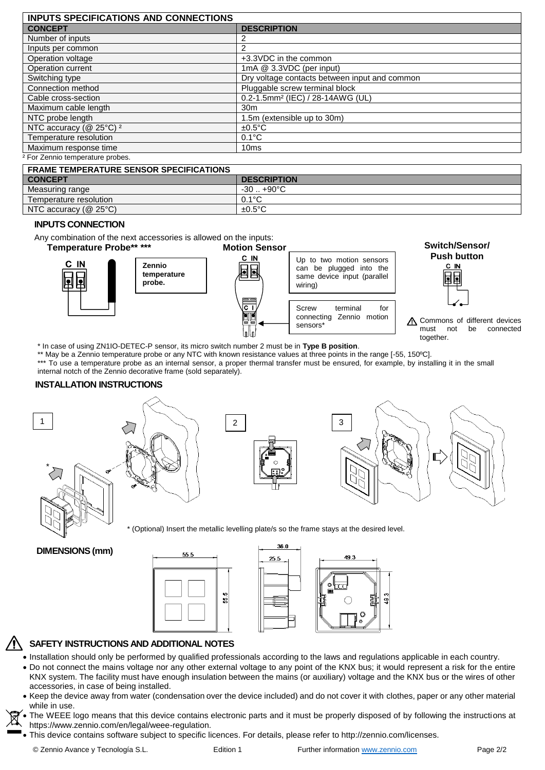| INPUTS SPECIFICATIONS AND CONNECTIONS | |
|---|---|
| **CONCEPT** | **DESCRIPTION** |
| Number of inputs | 2 |
| Inputs per common | 2 |
| Operation voltage | +3.3VDC in the common |
| Operation current | 1mA @ 3.3VDC (per input) |
| Switching type | Dry voltage contacts between input and common |
| Connection method | Pluggable screw terminal block |
| Cable cross-section | 0.2-1.5mm² (IEC) / 28-14AWG (UL) |
| Maximum cable length | 30m |
| NTC probe length | 1.5m (extensible up to 30m) |
| NTC accuracy (@ 25°C) [2] | ±0.5°C |
| Temperature resolution | 0.1°C |
| Maximum response time | 10ms |

[2] For Zennio temperature probes.

| FRAME TEMPERATURE SENSOR SPECIFICATIONS | |
|---|---|
| **CONCEPT** | **DESCRIPTION** |
| Measuring range | -30 .. +90°C |
| Temperature resolution | 0.1°C |
| NTC accuracy (@ 25°C) | ±0.5°C |

## INPUTS CONNECTION

Any combination of the next accessories is allowed on the inputs:

**Temperature Probe** *** 

C IN

**Zennio temperature probe.**

**Motion Sensor**

C IN

Up to two motion sensors can be plugged into the same device input (parallel wiring)

Screw terminal for connecting Zennio motion sensors*

**Switch/Sensor/ Push button**

C IN

⚠ Commons of different devices must not be connected together.

* In case of using ZN1IO-DETEC-P sensor, its micro switch number 2 must be in **Type B position**.

** May be a Zennio temperature probe or any NTC with known resistance values at three points in the range [-55, 150ºC].

*** To use a temperature probe as an internal sensor, a proper thermal transfer must be ensured, for example, by installing it in the small internal notch of the Zennio decorative frame (sold separately).

## INSTALLATION INSTRUCTIONS

1

2

3

* (Optional) Insert the metallic levelling plate/s so the frame stays at the desired level.

## DIMENSIONS (mm)

55.5

55.5

36.0

25.5

49.3

49.3

## ⚠ SAFETY INSTRUCTIONS AND ADDITIONAL NOTES

- Installation should only be performed by qualified professionals according to the laws and regulations applicable in each country.
- Do not connect the mains voltage nor any other external voltage to any point of the KNX bus; it would represent a risk for the entire KNX system. The facility must have enough insulation between the mains (or auxiliary) voltage and the KNX bus or the wires of other accessories, in case of being installed.
- Keep the device away from water (condensation over the device included) and do not cover it with clothes, paper or any other material while in use.
- The WEEE logo means that this device contains electronic parts and it must be properly disposed of by following the instructions at https://www.zennio.com/en/legal/weee-regulation.
- This device contains software subject to specific licences. For details, please refer to http://zennio.com/licenses.

© Zennio Avance y Tecnología S.L. Edition 1 Further information www.zennio.com